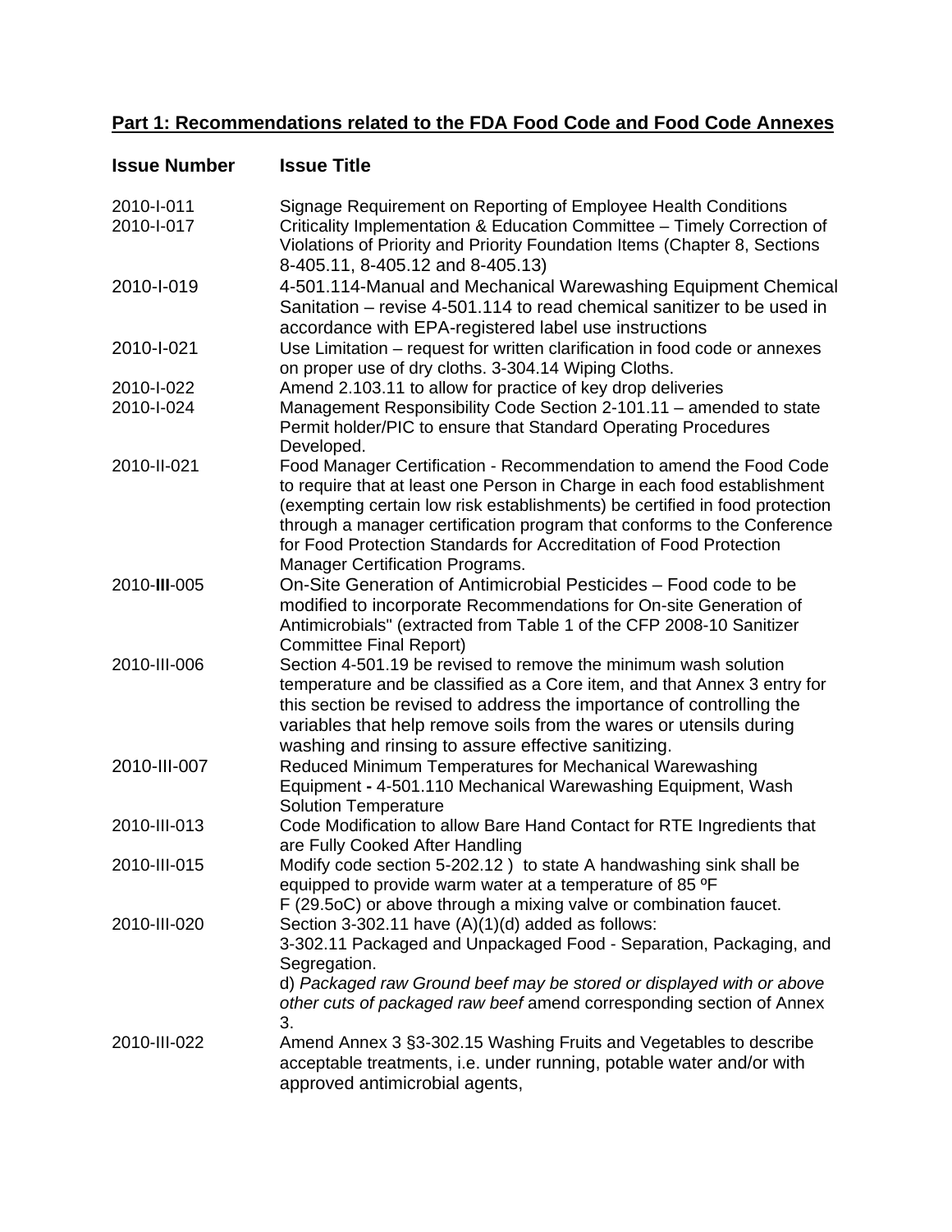## Part 1: Recommendations related to the FDA Food Code and Food Code Annexes

| Issue Number | Issue Title |
|---|---|
| 2010-I-011 | Signage Requirement on Reporting of Employee Health Conditions |
| 2010-I-017 | Criticality Implementation & Education Committee – Timely Correction of Violations of Priority and Priority Foundation Items (Chapter 8, Sections 8-405.11, 8-405.12 and 8-405.13) |
| 2010-I-019 | 4-501.114-Manual and Mechanical Warewashing Equipment Chemical Sanitation – revise 4-501.114 to read chemical sanitizer to be used in accordance with EPA-registered label use instructions |
| 2010-I-021 | Use Limitation – request for written clarification in food code or annexes on proper use of dry cloths. 3-304.14 Wiping Cloths. |
| 2010-I-022 | Amend 2.103.11 to allow for practice of key drop deliveries |
| 2010-I-024 | Management Responsibility Code Section 2-101.11 – amended to state Permit holder/PIC to ensure that Standard Operating Procedures Developed. |
| 2010-II-021 | Food Manager Certification - Recommendation to amend the Food Code to require that at least one Person in Charge in each food establishment (exempting certain low risk establishments) be certified in food protection through a manager certification program that conforms to the Conference for Food Protection Standards for Accreditation of Food Protection Manager Certification Programs. |
| 2010-**III**-005 | On-Site Generation of Antimicrobial Pesticides – Food code to be modified to incorporate Recommendations for On-site Generation of Antimicrobials" (extracted from Table 1 of the CFP 2008-10 Sanitizer Committee Final Report) |
| 2010-III-006 | Section 4-501.19 be revised to remove the minimum wash solution temperature and be classified as a Core item, and that Annex 3 entry for this section be revised to address the importance of controlling the variables that help remove soils from the wares or utensils during washing and rinsing to assure effective sanitizing. |
| 2010-III-007 | Reduced Minimum Temperatures for Mechanical Warewashing Equipment **-** 4-501.110 Mechanical Warewashing Equipment, Wash Solution Temperature |
| 2010-III-013 | Code Modification to allow Bare Hand Contact for RTE Ingredients that are Fully Cooked After Handling |
| 2010-III-015 | Modify code section 5-202.12 ) to state A handwashing sink shall be equipped to provide warm water at a temperature of 85 ºF F (29.5oC) or above through a mixing valve or combination faucet. |
| 2010-III-020 | Section 3-302.11 have (A)(1)(d) added as follows: 3-302.11 Packaged and Unpackaged Food - Separation, Packaging, and Segregation. d) *Packaged raw Ground beef may be stored or displayed with or above other cuts of packaged raw beef* amend corresponding section of Annex 3. |
| 2010-III-022 | Amend Annex 3 §3-302.15 Washing Fruits and Vegetables to describe acceptable treatments, i.e. under running, potable water and/or with approved antimicrobial agents, |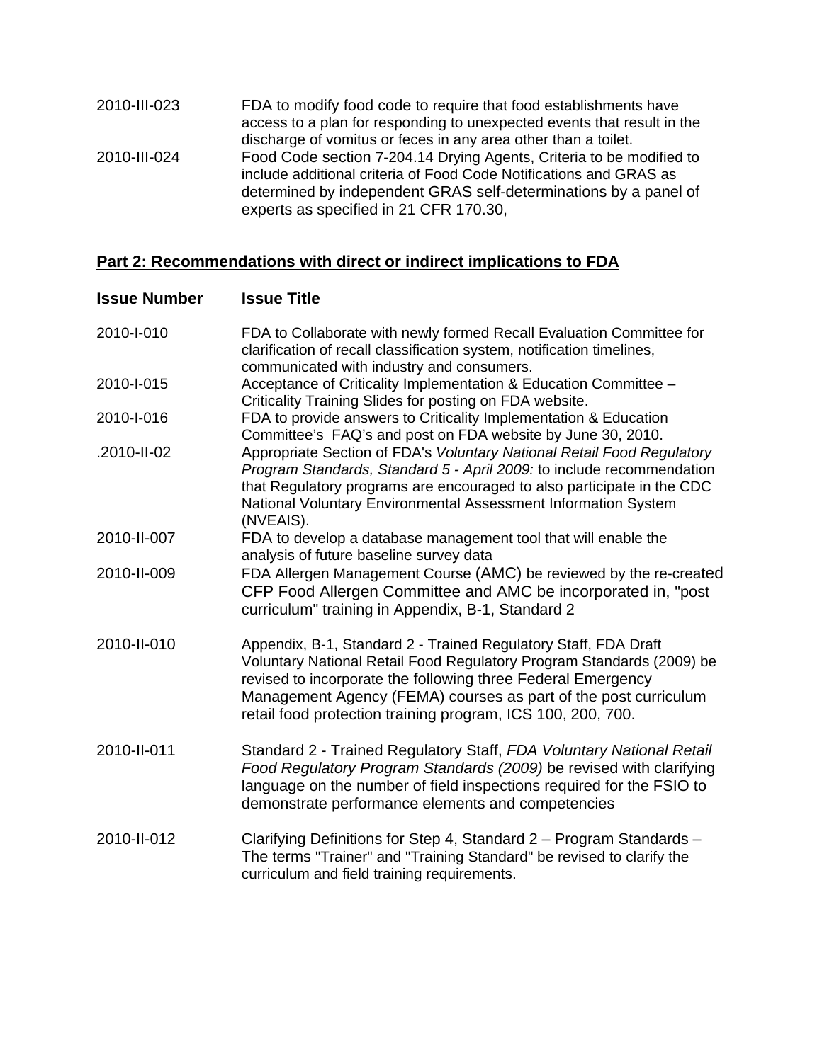| | |
|---|---|
| 2010-III-023 | FDA to modify food code to require that food establishments have access to a plan for responding to unexpected events that result in the discharge of vomitus or feces in any area other than a toilet. |
| 2010-III-024 | Food Code section 7-204.14 Drying Agents, Criteria to be modified to include additional criteria of Food Code Notifications and GRAS as determined by independent GRAS self-determinations by a panel of experts as specified in 21 CFR 170.30, |

## **Part 2: Recommendations with direct or indirect implications to FDA**

| **Issue Number** | **Issue Title** |
|---|---|
| 2010-I-010 | FDA to Collaborate with newly formed Recall Evaluation Committee for clarification of recall classification system, notification timelines, communicated with industry and consumers. |
| 2010-I-015 | Acceptance of Criticality Implementation & Education Committee – Criticality Training Slides for posting on FDA website. |
| 2010-I-016 | FDA to provide answers to Criticality Implementation & Education Committee's FAQ's and post on FDA website by June 30, 2010. |
| .2010-II-02 | Appropriate Section of FDA's *Voluntary National Retail Food Regulatory Program Standards, Standard 5 - April 2009:* to include recommendation that Regulatory programs are encouraged to also participate in the CDC National Voluntary Environmental Assessment Information System (NVEAIS). |
| 2010-II-007 | FDA to develop a database management tool that will enable the analysis of future baseline survey data |
| 2010-II-009 | FDA Allergen Management Course (AMC) be reviewed by the re-created CFP Food Allergen Committee and AMC be incorporated in, "post curriculum" training in Appendix, B-1, Standard 2 |
| 2010-II-010 | Appendix, B-1, Standard 2 - Trained Regulatory Staff, FDA Draft Voluntary National Retail Food Regulatory Program Standards (2009) be revised to incorporate the following three Federal Emergency Management Agency (FEMA) courses as part of the post curriculum retail food protection training program, ICS 100, 200, 700. |
| 2010-II-011 | Standard 2 - Trained Regulatory Staff, *FDA Voluntary National Retail Food Regulatory Program Standards (2009)* be revised with clarifying language on the number of field inspections required for the FSIO to demonstrate performance elements and competencies |
| 2010-II-012 | Clarifying Definitions for Step 4, Standard 2 – Program Standards – The terms "Trainer" and "Training Standard" be revised to clarify the curriculum and field training requirements. |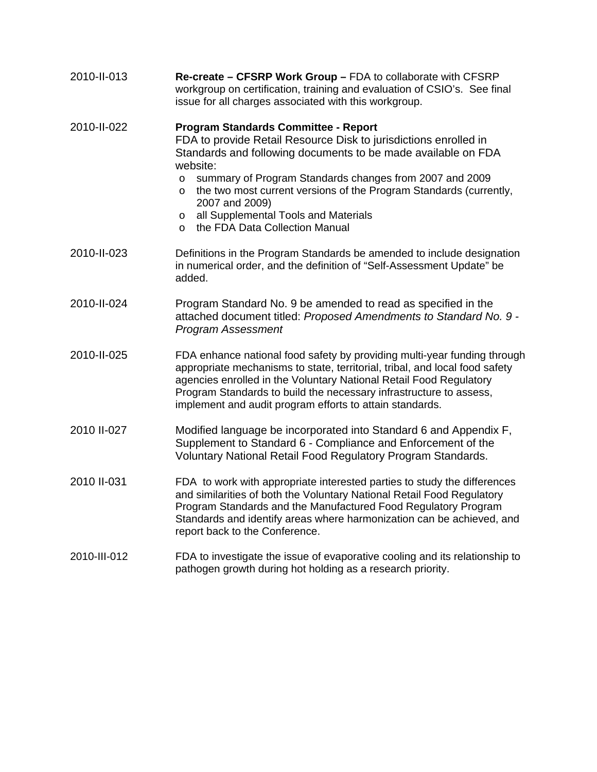2010-II-013 **Re-create – CFSRP Work Group –** FDA to collaborate with CFSRP workgroup on certification, training and evaluation of CSIO's. See final issue for all charges associated with this workgroup.

2010-II-022 **Program Standards Committee - Report**
FDA to provide Retail Resource Disk to jurisdictions enrolled in Standards and following documents to be made available on FDA website:

- summary of Program Standards changes from 2007 and 2009
- the two most current versions of the Program Standards (currently, 2007 and 2009)
- all Supplemental Tools and Materials
- the FDA Data Collection Manual

2010-II-023 Definitions in the Program Standards be amended to include designation in numerical order, and the definition of "Self-Assessment Update" be added.

2010-II-024 Program Standard No. 9 be amended to read as specified in the attached document titled: *Proposed Amendments to Standard No. 9 - Program Assessment*

2010-II-025 FDA enhance national food safety by providing multi-year funding through appropriate mechanisms to state, territorial, tribal, and local food safety agencies enrolled in the Voluntary National Retail Food Regulatory Program Standards to build the necessary infrastructure to assess, implement and audit program efforts to attain standards.

2010 II-027 Modified language be incorporated into Standard 6 and Appendix F, Supplement to Standard 6 - Compliance and Enforcement of the Voluntary National Retail Food Regulatory Program Standards.

2010 II-031 FDA to work with appropriate interested parties to study the differences and similarities of both the Voluntary National Retail Food Regulatory Program Standards and the Manufactured Food Regulatory Program Standards and identify areas where harmonization can be achieved, and report back to the Conference.

2010-III-012 FDA to investigate the issue of evaporative cooling and its relationship to pathogen growth during hot holding as a research priority.